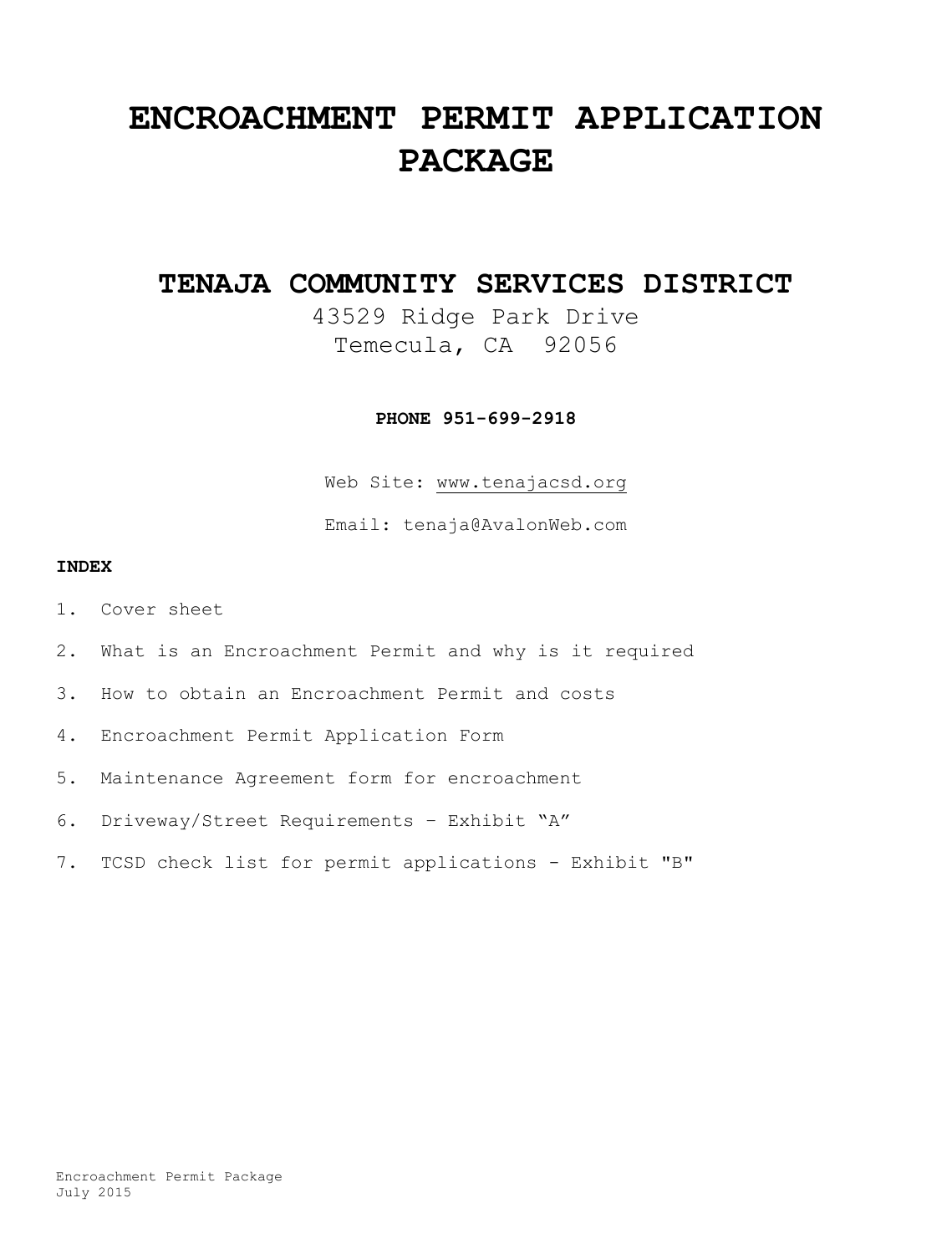# ENCROACHMENT PERMIT APPLICATION PACKAGE

## TENAJA COMMUNITY SERVICES DISTRICT

43529 Ridge Park Drive
Temecula, CA 92056

**PHONE 951-699-2918**

Web Site: www.tenajacsd.org

Email: tenaja@AvalonWeb.com

**INDEX**

1. Cover sheet
2. What is an Encroachment Permit and why is it required
3. How to obtain an Encroachment Permit and costs
4. Encroachment Permit Application Form
5. Maintenance Agreement form for encroachment
6. Driveway/Street Requirements – Exhibit "A"
7. TCSD check list for permit applications - Exhibit "B"

Encroachment Permit Package
July 2015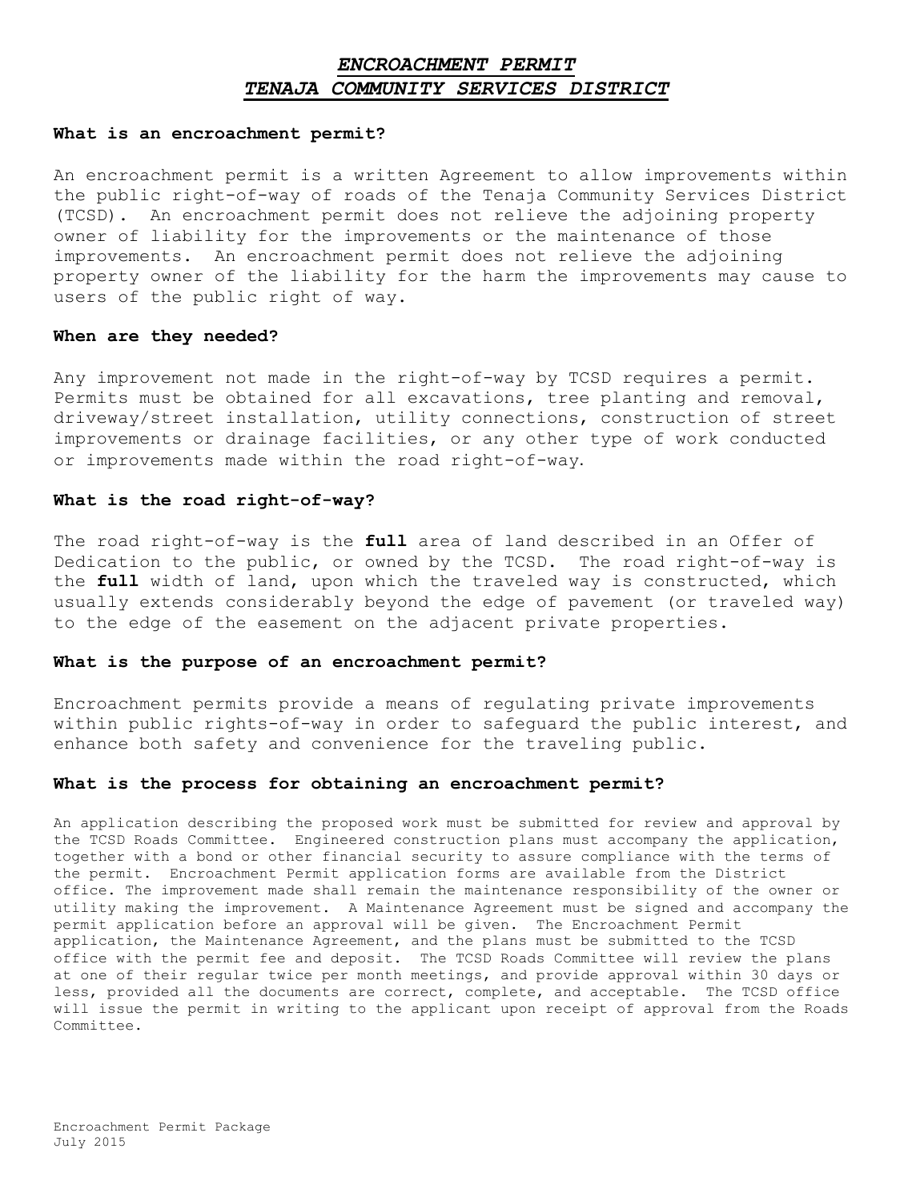# *ENCROACHMENT PERMIT*
# *TENAJA COMMUNITY SERVICES DISTRICT*

**What is an encroachment permit?**

An encroachment permit is a written Agreement to allow improvements within the public right-of-way of roads of the Tenaja Community Services District (TCSD). An encroachment permit does not relieve the adjoining property owner of liability for the improvements or the maintenance of those improvements. An encroachment permit does not relieve the adjoining property owner of the liability for the harm the improvements may cause to users of the public right of way.

**When are they needed?**

Any improvement not made in the right-of-way by TCSD requires a permit. Permits must be obtained for all excavations, tree planting and removal, driveway/street installation, utility connections, construction of street improvements or drainage facilities, or any other type of work conducted or improvements made within the road right-of-way.

**What is the road right-of-way?**

The road right-of-way is the **full** area of land described in an Offer of Dedication to the public, or owned by the TCSD. The road right-of-way is the **full** width of land, upon which the traveled way is constructed, which usually extends considerably beyond the edge of pavement (or traveled way) to the edge of the easement on the adjacent private properties.

**What is the purpose of an encroachment permit?**

Encroachment permits provide a means of regulating private improvements within public rights-of-way in order to safeguard the public interest, and enhance both safety and convenience for the traveling public.

**What is the process for obtaining an encroachment permit?**

An application describing the proposed work must be submitted for review and approval by the TCSD Roads Committee. Engineered construction plans must accompany the application, together with a bond or other financial security to assure compliance with the terms of the permit. Encroachment Permit application forms are available from the District office. The improvement made shall remain the maintenance responsibility of the owner or utility making the improvement. A Maintenance Agreement must be signed and accompany the permit application before an approval will be given. The Encroachment Permit application, the Maintenance Agreement, and the plans must be submitted to the TCSD office with the permit fee and deposit. The TCSD Roads Committee will review the plans at one of their regular twice per month meetings, and provide approval within 30 days or less, provided all the documents are correct, complete, and acceptable. The TCSD office will issue the permit in writing to the applicant upon receipt of approval from the Roads Committee.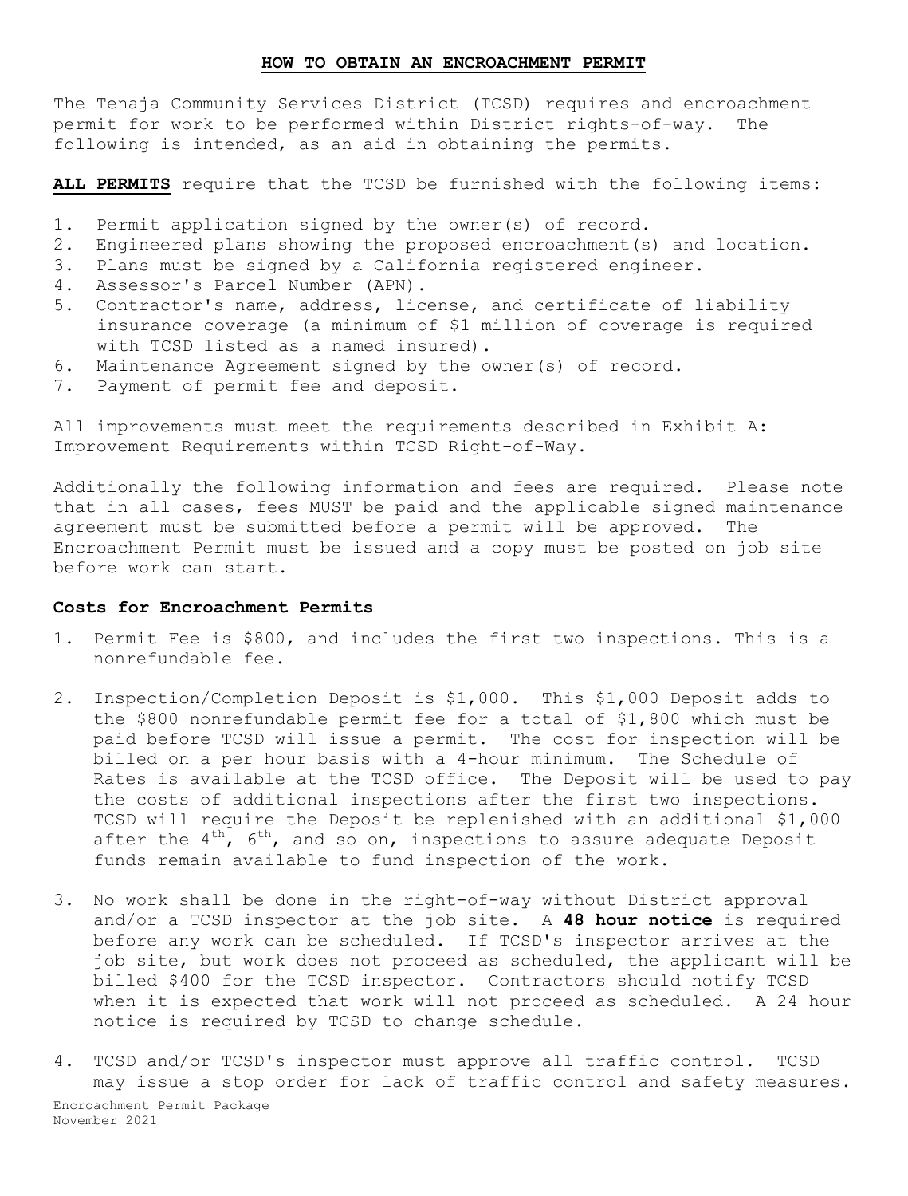## HOW TO OBTAIN AN ENCROACHMENT PERMIT

The Tenaja Community Services District (TCSD) requires and encroachment permit for work to be performed within District rights-of-way. The following is intended, as an aid in obtaining the permits.

**ALL PERMITS** require that the TCSD be furnished with the following items:

1. Permit application signed by the owner(s) of record.
2. Engineered plans showing the proposed encroachment(s) and location.
3. Plans must be signed by a California registered engineer.
4. Assessor's Parcel Number (APN).
5. Contractor's name, address, license, and certificate of liability insurance coverage (a minimum of $1 million of coverage is required with TCSD listed as a named insured).
6. Maintenance Agreement signed by the owner(s) of record.
7. Payment of permit fee and deposit.

All improvements must meet the requirements described in Exhibit A: Improvement Requirements within TCSD Right-of-Way.

Additionally the following information and fees are required. Please note that in all cases, fees MUST be paid and the applicable signed maintenance agreement must be submitted before a permit will be approved. The Encroachment Permit must be issued and a copy must be posted on job site before work can start.

### Costs for Encroachment Permits

1. Permit Fee is $800, and includes the first two inspections. This is a nonrefundable fee.

2. Inspection/Completion Deposit is $1,000. This $1,000 Deposit adds to the $800 nonrefundable permit fee for a total of $1,800 which must be paid before TCSD will issue a permit. The cost for inspection will be billed on a per hour basis with a 4-hour minimum. The Schedule of Rates is available at the TCSD office. The Deposit will be used to pay the costs of additional inspections after the first two inspections. TCSD will require the Deposit be replenished with an additional $1,000 after the 4th, 6th, and so on, inspections to assure adequate Deposit funds remain available to fund inspection of the work.

3. No work shall be done in the right-of-way without District approval and/or a TCSD inspector at the job site. A **48 hour notice** is required before any work can be scheduled. If TCSD's inspector arrives at the job site, but work does not proceed as scheduled, the applicant will be billed $400 for the TCSD inspector. Contractors should notify TCSD when it is expected that work will not proceed as scheduled. A 24 hour notice is required by TCSD to change schedule.

4. TCSD and/or TCSD's inspector must approve all traffic control. TCSD may issue a stop order for lack of traffic control and safety measures.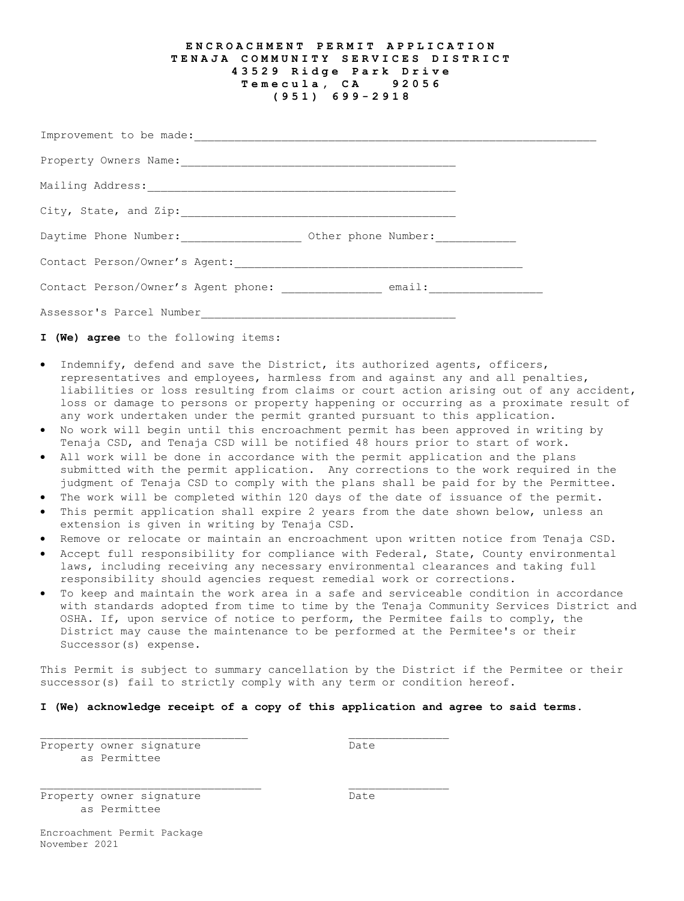# ENCROACHMENT PERMIT APPLICATION

## TENAJA COMMUNITY SERVICES DISTRICT

**43529 Ridge Park Drive**
**Temecula, CA 92056**
**(951) 699-2918**

Improvement to be made:____________________________________________________________

Property Owners Name:_________________________________________

Mailing Address:______________________________________________

City, State, and Zip:_________________________________________

Daytime Phone Number:__________________ Other phone Number:____________

Contact Person/Owner's Agent:__________________________________________

Contact Person/Owner's Agent phone: _______________ email:_________________

Assessor's Parcel Number_____________________________________

**I (We) agree** to the following items:

- Indemnify, defend and save the District, its authorized agents, officers, representatives and employees, harmless from and against any and all penalties, liabilities or loss resulting from claims or court action arising out of any accident, loss or damage to persons or property happening or occurring as a proximate result of any work undertaken under the permit granted pursuant to this application.
- No work will begin until this encroachment permit has been approved in writing by Tenaja CSD, and Tenaja CSD will be notified 48 hours prior to start of work.
- All work will be done in accordance with the permit application and the plans submitted with the permit application. Any corrections to the work required in the judgment of Tenaja CSD to comply with the plans shall be paid for by the Permittee.
- The work will be completed within 120 days of the date of issuance of the permit.
- This permit application shall expire 2 years from the date shown below, unless an extension is given in writing by Tenaja CSD.
- Remove or relocate or maintain an encroachment upon written notice from Tenaja CSD.
- Accept full responsibility for compliance with Federal, State, County environmental laws, including receiving any necessary environmental clearances and taking full responsibility should agencies request remedial work or corrections.
- To keep and maintain the work area in a safe and serviceable condition in accordance with standards adopted from time to time by the Tenaja Community Services District and OSHA. If, upon service of notice to perform, the Permitee fails to comply, the District may cause the maintenance to be performed at the Permitee's or their Successor(s) expense.

This Permit is subject to summary cancellation by the District if the Permitee or their successor(s) fail to strictly comply with any term or condition hereof.

**I (We) acknowledge receipt of a copy of this application and agree to said terms.**

_______________________________ _______________
Property owner signature as Permittee Date

_________________________________ _______________
Property owner signature as Permittee Date

Encroachment Permit Package
November 2021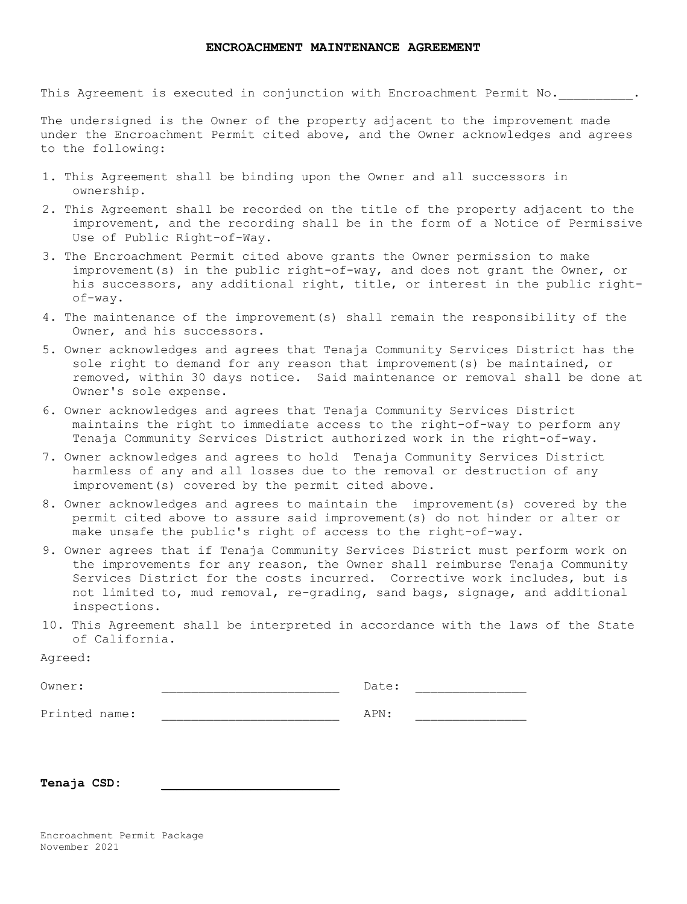# ENCROACHMENT MAINTENANCE AGREEMENT

This Agreement is executed in conjunction with Encroachment Permit No.__________.

The undersigned is the Owner of the property adjacent to the improvement made under the Encroachment Permit cited above, and the Owner acknowledges and agrees to the following:

1. This Agreement shall be binding upon the Owner and all successors in ownership.
2. This Agreement shall be recorded on the title of the property adjacent to the improvement, and the recording shall be in the form of a Notice of Permissive Use of Public Right-of-Way.
3. The Encroachment Permit cited above grants the Owner permission to make improvement(s) in the public right-of-way, and does not grant the Owner, or his successors, any additional right, title, or interest in the public right-of-way.
4. The maintenance of the improvement(s) shall remain the responsibility of the Owner, and his successors.
5. Owner acknowledges and agrees that Tenaja Community Services District has the sole right to demand for any reason that improvement(s) be maintained, or removed, within 30 days notice. Said maintenance or removal shall be done at Owner's sole expense.
6. Owner acknowledges and agrees that Tenaja Community Services District maintains the right to immediate access to the right-of-way to perform any Tenaja Community Services District authorized work in the right-of-way.
7. Owner acknowledges and agrees to hold Tenaja Community Services District harmless of any and all losses due to the removal or destruction of any improvement(s) covered by the permit cited above.
8. Owner acknowledges and agrees to maintain the improvement(s) covered by the permit cited above to assure said improvement(s) do not hinder or alter or make unsafe the public's right of access to the right-of-way.
9. Owner agrees that if Tenaja Community Services District must perform work on the improvements for any reason, the Owner shall reimburse Tenaja Community Services District for the costs incurred. Corrective work includes, but is not limited to, mud removal, re-grading, sand bags, signage, and additional inspections.
10. This Agreement shall be interpreted in accordance with the laws of the State of California.

Agreed:

Owner: ________________________ Date: ______________

Printed name: ________________________ APN: ______________

**Tenaja CSD:** ________________________

Encroachment Permit Package
November 2021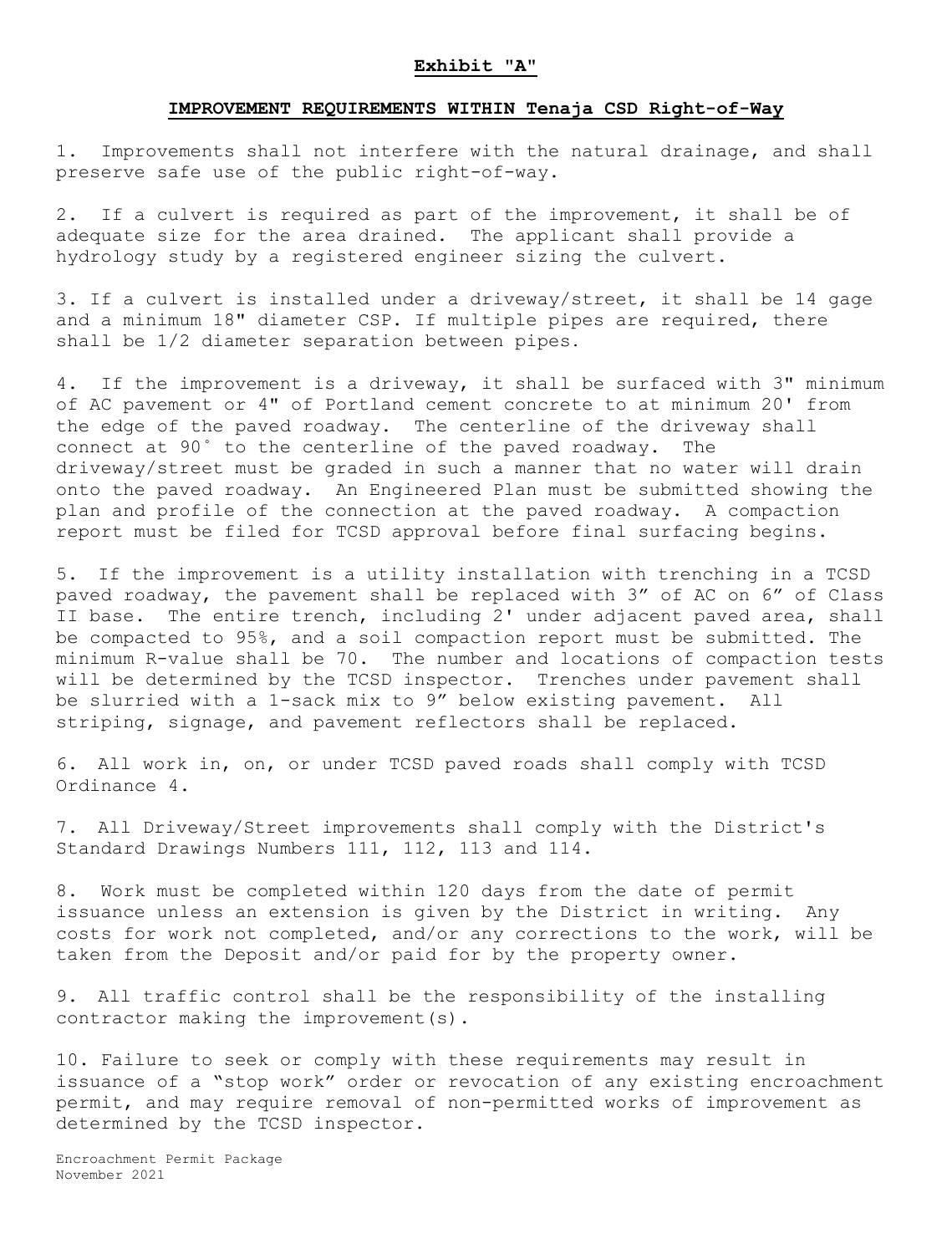**Exhibit "A"**

**IMPROVEMENT REQUIREMENTS WITHIN Tenaja CSD Right-of-Way**

1. Improvements shall not interfere with the natural drainage, and shall preserve safe use of the public right-of-way.

2. If a culvert is required as part of the improvement, it shall be of adequate size for the area drained. The applicant shall provide a hydrology study by a registered engineer sizing the culvert.

3. If a culvert is installed under a driveway/street, it shall be 14 gage and a minimum 18" diameter CSP. If multiple pipes are required, there shall be 1/2 diameter separation between pipes.

4. If the improvement is a driveway, it shall be surfaced with 3" minimum of AC pavement or 4" of Portland cement concrete to at minimum 20' from the edge of the paved roadway. The centerline of the driveway shall connect at 90˚ to the centerline of the paved roadway. The driveway/street must be graded in such a manner that no water will drain onto the paved roadway. An Engineered Plan must be submitted showing the plan and profile of the connection at the paved roadway. A compaction report must be filed for TCSD approval before final surfacing begins.

5. If the improvement is a utility installation with trenching in a TCSD paved roadway, the pavement shall be replaced with 3" of AC on 6" of Class II base. The entire trench, including 2' under adjacent paved area, shall be compacted to 95%, and a soil compaction report must be submitted. The minimum R-value shall be 70. The number and locations of compaction tests will be determined by the TCSD inspector. Trenches under pavement shall be slurried with a 1-sack mix to 9" below existing pavement. All striping, signage, and pavement reflectors shall be replaced.

6. All work in, on, or under TCSD paved roads shall comply with TCSD Ordinance 4.

7. All Driveway/Street improvements shall comply with the District's Standard Drawings Numbers 111, 112, 113 and 114.

8. Work must be completed within 120 days from the date of permit issuance unless an extension is given by the District in writing. Any costs for work not completed, and/or any corrections to the work, will be taken from the Deposit and/or paid for by the property owner.

9. All traffic control shall be the responsibility of the installing contractor making the improvement(s).

10. Failure to seek or comply with these requirements may result in issuance of a "stop work" order or revocation of any existing encroachment permit, and may require removal of non-permitted works of improvement as determined by the TCSD inspector.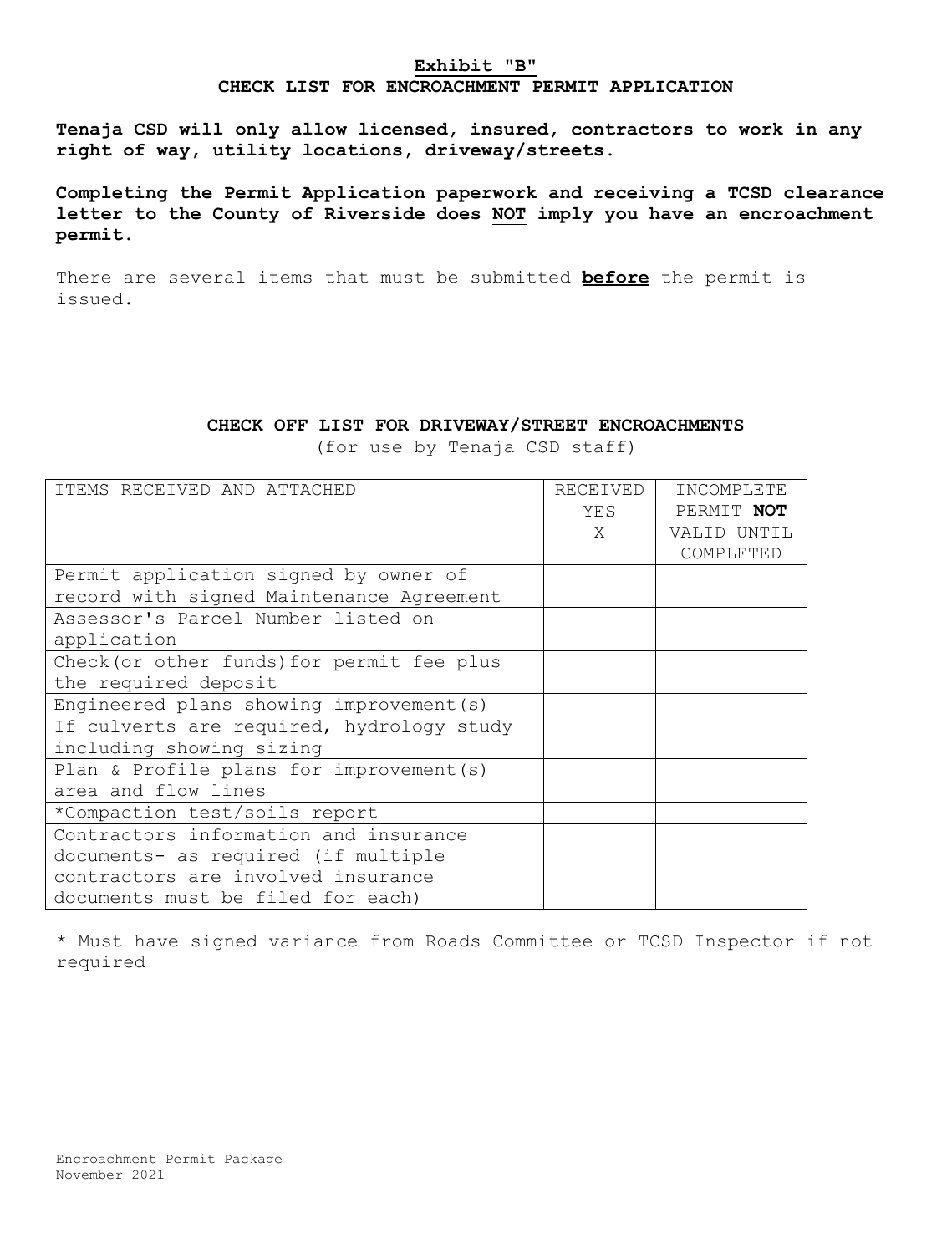# Exhibit "B"

## CHECK LIST FOR ENCROACHMENT PERMIT APPLICATION

**Tenaja CSD will only allow licensed, insured, contractors to work in any right of way, utility locations, driveway/streets.**

**Completing the Permit Application paperwork and receiving a TCSD clearance letter to the County of Riverside does NOT imply you have an encroachment permit.**

There are several items that must be submitted **before** the permit is issued.

### CHECK OFF LIST FOR DRIVEWAY/STREET ENCROACHMENTS

(for use by Tenaja CSD staff)

| ITEMS RECEIVED AND ATTACHED | RECEIVED YES X | INCOMPLETE PERMIT **NOT** VALID UNTIL COMPLETED |
|---|---|---|
| Permit application signed by owner of record with signed Maintenance Agreement | | |
| Assessor's Parcel Number listed on application | | |
| Check(or other funds)for permit fee plus the required deposit | | |
| Engineered plans showing improvement(s) | | |
| If culverts are required, hydrology study including showing sizing | | |
| Plan & Profile plans for improvement(s) area and flow lines | | |
| *Compaction test/soils report | | |
| Contractors information and insurance documents- as required (if multiple contractors are involved insurance documents must be filed for each) | | |

* Must have signed variance from Roads Committee or TCSD Inspector if not required

Encroachment Permit Package
November 2021